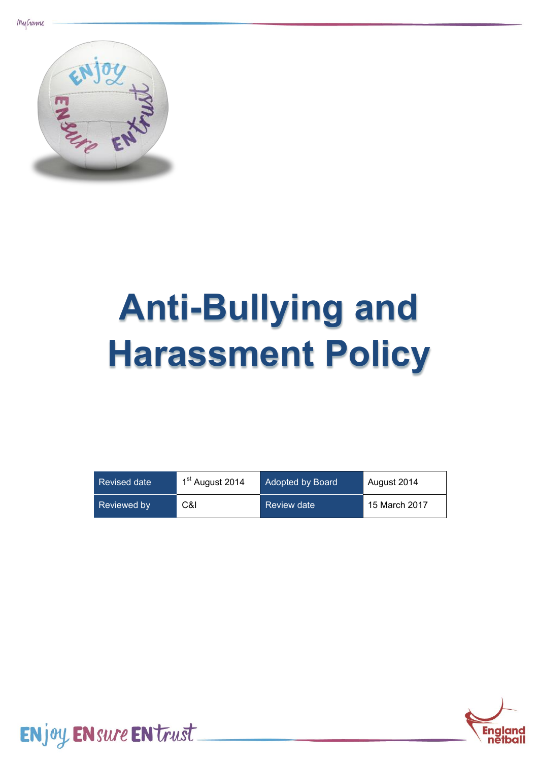# Anti-Bullying and Harassment Policy

| Revised date | 1st August 2014 | Adopted by Board | August 2014 |
|---|---|---|---|
| Reviewed by | C&I | Review date | 15 March 2017 |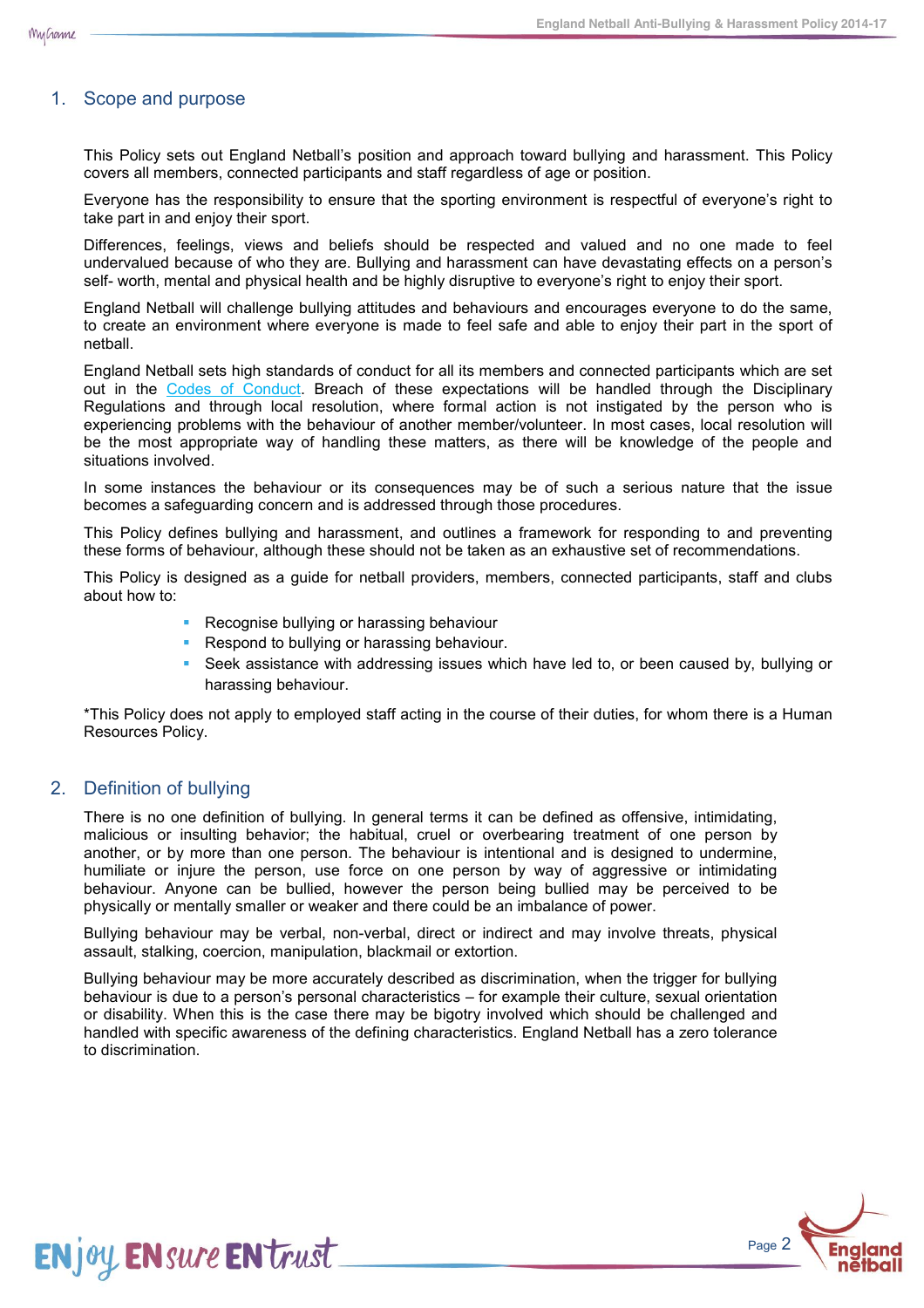## 1. Scope and purpose

This Policy sets out England Netball's position and approach toward bullying and harassment. This Policy covers all members, connected participants and staff regardless of age or position.

Everyone has the responsibility to ensure that the sporting environment is respectful of everyone's right to take part in and enjoy their sport.

Differences, feelings, views and beliefs should be respected and valued and no one made to feel undervalued because of who they are. Bullying and harassment can have devastating effects on a person's self- worth, mental and physical health and be highly disruptive to everyone's right to enjoy their sport.

England Netball will challenge bullying attitudes and behaviours and encourages everyone to do the same, to create an environment where everyone is made to feel safe and able to enjoy their part in the sport of netball.

England Netball sets high standards of conduct for all its members and connected participants which are set out in the Codes of Conduct. Breach of these expectations will be handled through the Disciplinary Regulations and through local resolution, where formal action is not instigated by the person who is experiencing problems with the behaviour of another member/volunteer. In most cases, local resolution will be the most appropriate way of handling these matters, as there will be knowledge of the people and situations involved.

In some instances the behaviour or its consequences may be of such a serious nature that the issue becomes a safeguarding concern and is addressed through those procedures.

This Policy defines bullying and harassment, and outlines a framework for responding to and preventing these forms of behaviour, although these should not be taken as an exhaustive set of recommendations.

This Policy is designed as a guide for netball providers, members, connected participants, staff and clubs about how to:

- Recognise bullying or harassing behaviour
- Respond to bullying or harassing behaviour.
- Seek assistance with addressing issues which have led to, or been caused by, bullying or harassing behaviour.

*This Policy does not apply to employed staff acting in the course of their duties, for whom there is a Human Resources Policy.

## 2. Definition of bullying

There is no one definition of bullying. In general terms it can be defined as offensive, intimidating, malicious or insulting behavior; the habitual, cruel or overbearing treatment of one person by another, or by more than one person. The behaviour is intentional and is designed to undermine, humiliate or injure the person, use force on one person by way of aggressive or intimidating behaviour. Anyone can be bullied, however the person being bullied may be perceived to be physically or mentally smaller or weaker and there could be an imbalance of power.

Bullying behaviour may be verbal, non-verbal, direct or indirect and may involve threats, physical assault, stalking, coercion, manipulation, blackmail or extortion.

Bullying behaviour may be more accurately described as discrimination, when the trigger for bullying behaviour is due to a person's personal characteristics – for example their culture, sexual orientation or disability. When this is the case there may be bigotry involved which should be challenged and handled with specific awareness of the defining characteristics. England Netball has a zero tolerance to discrimination.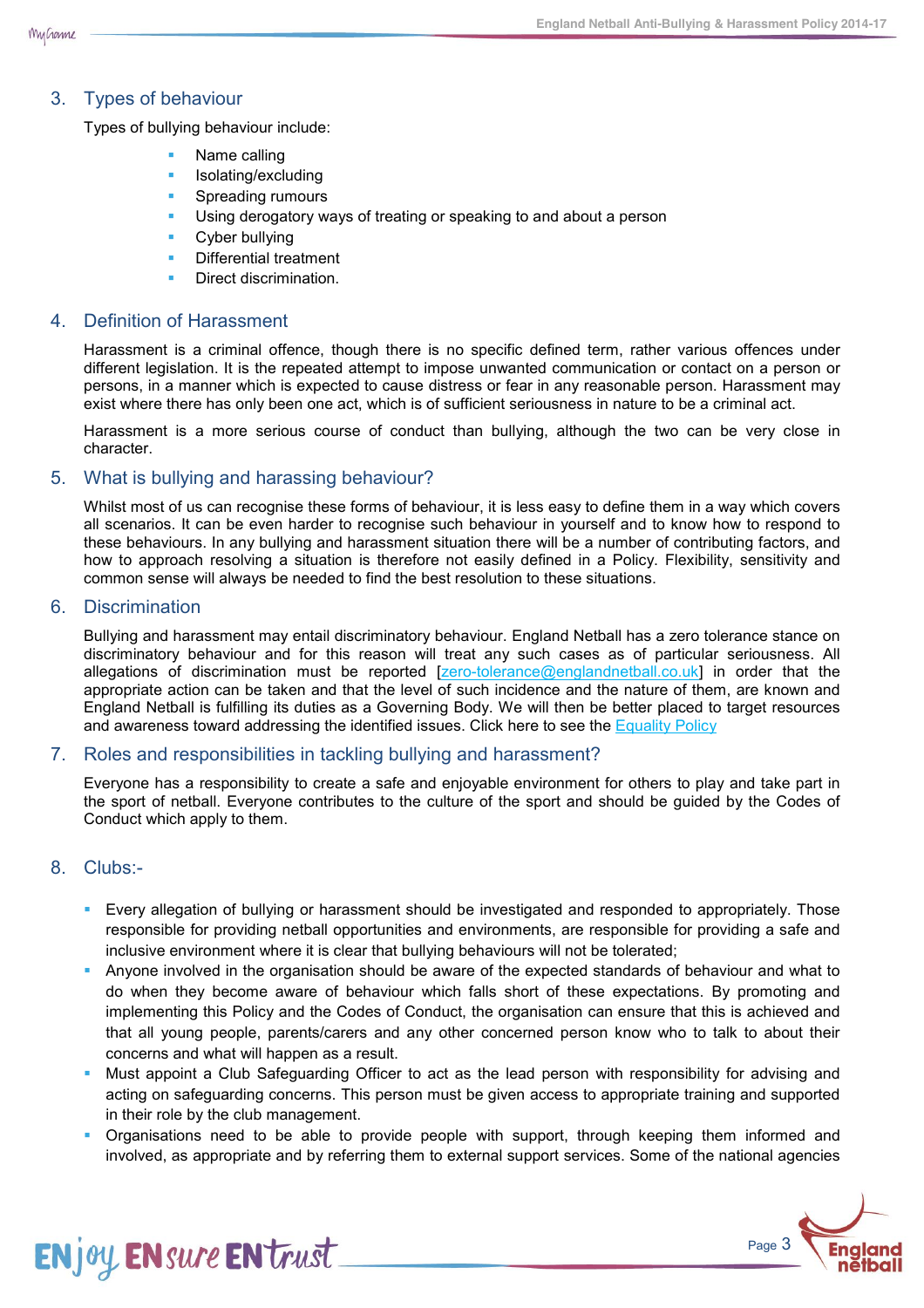## 3. Types of behaviour

Types of bullying behaviour include:

- Name calling
- Isolating/excluding
- Spreading rumours
- Using derogatory ways of treating or speaking to and about a person
- Cyber bullying
- Differential treatment
- Direct discrimination.

## 4. Definition of Harassment

Harassment is a criminal offence, though there is no specific defined term, rather various offences under different legislation. It is the repeated attempt to impose unwanted communication or contact on a person or persons, in a manner which is expected to cause distress or fear in any reasonable person. Harassment may exist where there has only been one act, which is of sufficient seriousness in nature to be a criminal act.

Harassment is a more serious course of conduct than bullying, although the two can be very close in character.

## 5. What is bullying and harassing behaviour?

Whilst most of us can recognise these forms of behaviour, it is less easy to define them in a way which covers all scenarios. It can be even harder to recognise such behaviour in yourself and to know how to respond to these behaviours. In any bullying and harassment situation there will be a number of contributing factors, and how to approach resolving a situation is therefore not easily defined in a Policy. Flexibility, sensitivity and common sense will always be needed to find the best resolution to these situations.

## 6. Discrimination

Bullying and harassment may entail discriminatory behaviour. England Netball has a zero tolerance stance on discriminatory behaviour and for this reason will treat any such cases as of particular seriousness. All allegations of discrimination must be reported [zero-tolerance@englandnetball.co.uk] in order that the appropriate action can be taken and that the level of such incidence and the nature of them, are known and England Netball is fulfilling its duties as a Governing Body. We will then be better placed to target resources and awareness toward addressing the identified issues. Click here to see the Equality Policy

## 7. Roles and responsibilities in tackling bullying and harassment?

Everyone has a responsibility to create a safe and enjoyable environment for others to play and take part in the sport of netball. Everyone contributes to the culture of the sport and should be guided by the Codes of Conduct which apply to them.

## 8. Clubs:-

- Every allegation of bullying or harassment should be investigated and responded to appropriately. Those responsible for providing netball opportunities and environments, are responsible for providing a safe and inclusive environment where it is clear that bullying behaviours will not be tolerated;
- Anyone involved in the organisation should be aware of the expected standards of behaviour and what to do when they become aware of behaviour which falls short of these expectations. By promoting and implementing this Policy and the Codes of Conduct, the organisation can ensure that this is achieved and that all young people, parents/carers and any other concerned person know who to talk to about their concerns and what will happen as a result.
- Must appoint a Club Safeguarding Officer to act as the lead person with responsibility for advising and acting on safeguarding concerns. This person must be given access to appropriate training and supported in their role by the club management.
- Organisations need to be able to provide people with support, through keeping them informed and involved, as appropriate and by referring them to external support services. Some of the national agencies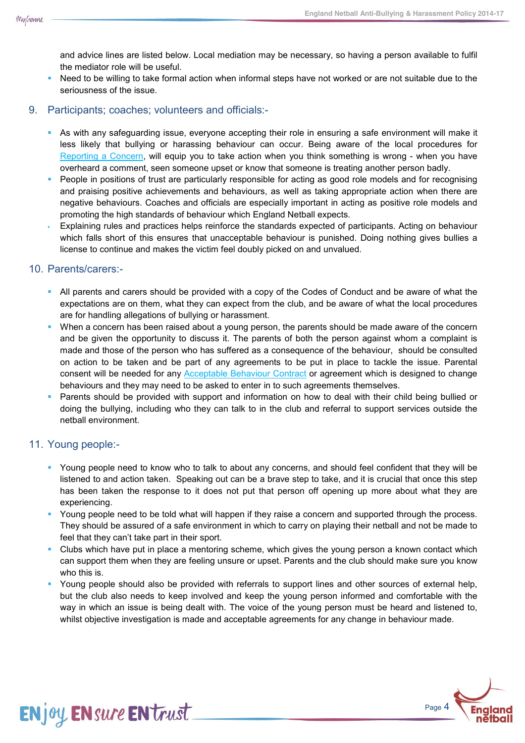and advice lines are listed below. Local mediation may be necessary, so having a person available to fulfil the mediator role will be useful.

- Need to be willing to take formal action when informal steps have not worked or are not suitable due to the seriousness of the issue.

## 9. Participants; coaches; volunteers and officials:-

- As with any safeguarding issue, everyone accepting their role in ensuring a safe environment will make it less likely that bullying or harassing behaviour can occur. Being aware of the local procedures for Reporting a Concern, will equip you to take action when you think something is wrong - when you have overheard a comment, seen someone upset or know that someone is treating another person badly.
- People in positions of trust are particularly responsible for acting as good role models and for recognising and praising positive achievements and behaviours, as well as taking appropriate action when there are negative behaviours. Coaches and officials are especially important in acting as positive role models and promoting the high standards of behaviour which England Netball expects.
- Explaining rules and practices helps reinforce the standards expected of participants. Acting on behaviour which falls short of this ensures that unacceptable behaviour is punished. Doing nothing gives bullies a license to continue and makes the victim feel doubly picked on and unvalued.

## 10. Parents/carers:-

- All parents and carers should be provided with a copy of the Codes of Conduct and be aware of what the expectations are on them, what they can expect from the club, and be aware of what the local procedures are for handling allegations of bullying or harassment.
- When a concern has been raised about a young person, the parents should be made aware of the concern and be given the opportunity to discuss it. The parents of both the person against whom a complaint is made and those of the person who has suffered as a consequence of the behaviour, should be consulted on action to be taken and be part of any agreements to be put in place to tackle the issue. Parental consent will be needed for any Acceptable Behaviour Contract or agreement which is designed to change behaviours and they may need to be asked to enter in to such agreements themselves.
- Parents should be provided with support and information on how to deal with their child being bullied or doing the bullying, including who they can talk to in the club and referral to support services outside the netball environment.

## 11. Young people:-

- Young people need to know who to talk to about any concerns, and should feel confident that they will be listened to and action taken. Speaking out can be a brave step to take, and it is crucial that once this step has been taken the response to it does not put that person off opening up more about what they are experiencing.
- Young people need to be told what will happen if they raise a concern and supported through the process. They should be assured of a safe environment in which to carry on playing their netball and not be made to feel that they can't take part in their sport.
- Clubs which have put in place a mentoring scheme, which gives the young person a known contact which can support them when they are feeling unsure or upset. Parents and the club should make sure you know who this is.
- Young people should also be provided with referrals to support lines and other sources of external help, but the club also needs to keep involved and keep the young person informed and comfortable with the way in which an issue is being dealt with. The voice of the young person must be heard and listened to, whilst objective investigation is made and acceptable agreements for any change in behaviour made.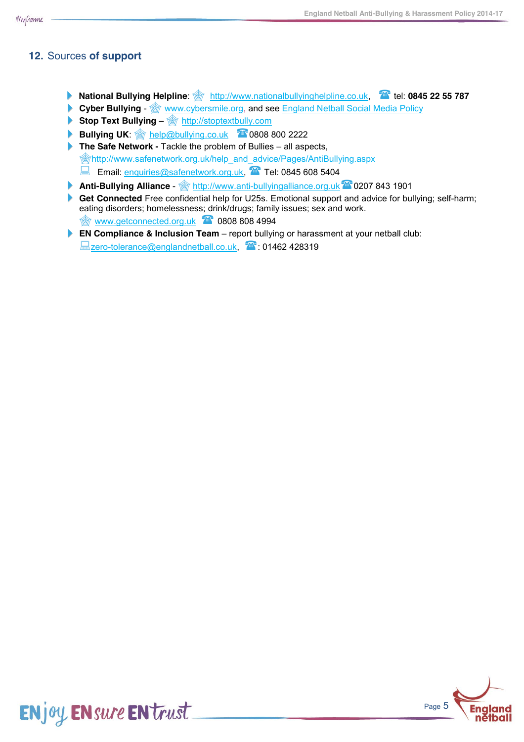## 12. Sources of support

- **National Bullying Helpline**: http://www.nationalbullyinghelpline.co.uk, tel: **0845 22 55 787**
- **Cyber Bullying** - www.cybersmile.org, and see England Netball Social Media Policy
- **Stop Text Bullying** – http://stoptextbully.com
- **Bullying UK**: help@bullying.co.uk 0808 800 2222
- **The Safe Network -** Tackle the problem of Bullies – all aspects, http://www.safenetwork.org.uk/help_and_advice/Pages/AntiBullying.aspx
  Email: enquiries@safenetwork.org.uk, Tel: 0845 608 5404
- **Anti-Bullying Alliance** - http://www.anti-bullyingalliance.org.uk 0207 843 1901
- **Get Connected** Free confidential help for U25s. Emotional support and advice for bullying; self-harm; eating disorders; homelessness; drink/drugs; family issues; sex and work.
  www.getconnected.org.uk 0808 808 4994
- **EN Compliance & Inclusion Team** – report bullying or harassment at your netball club:
  zero-tolerance@englandnetball.co.uk, : 01462 428319